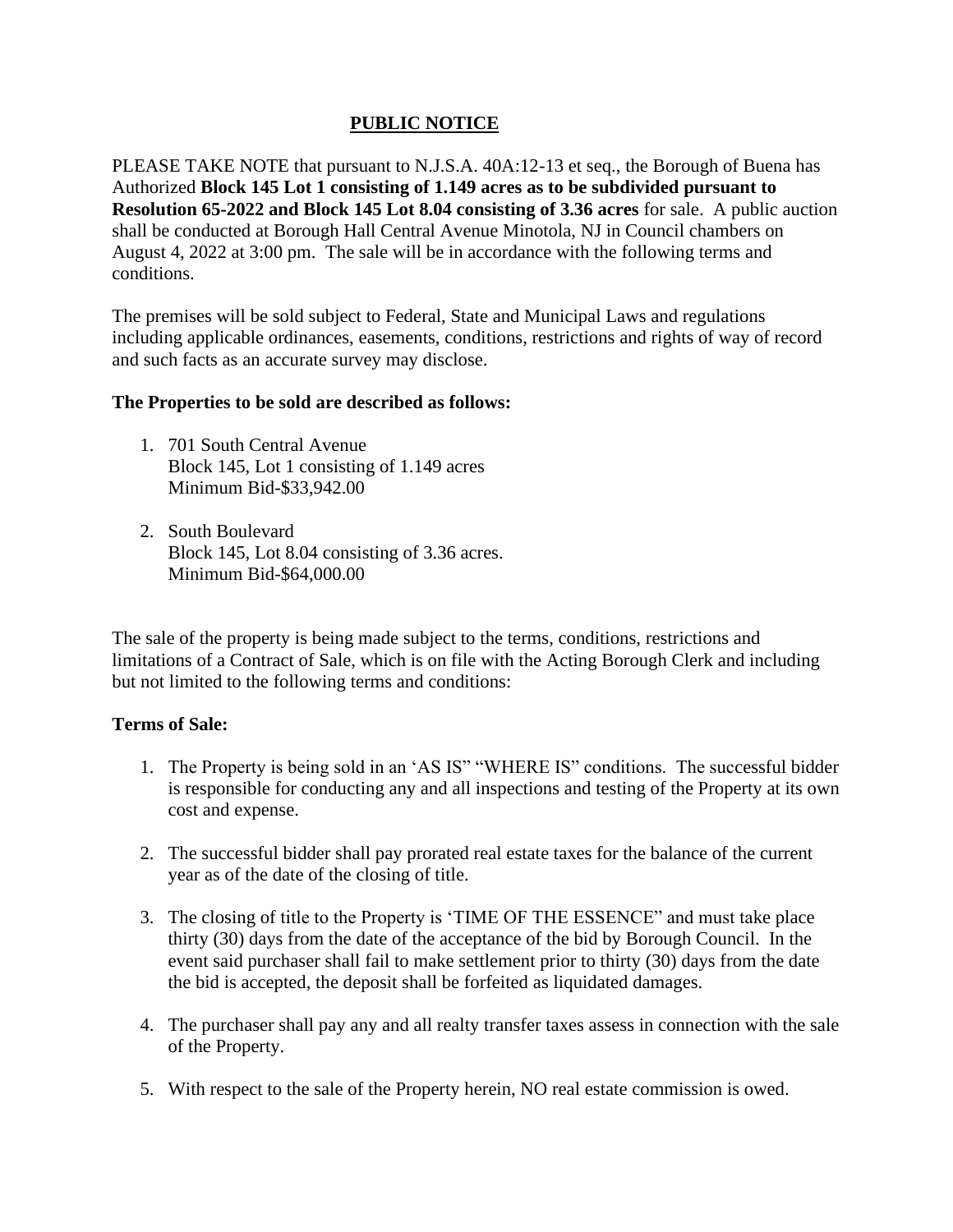# PUBLIC NOTICE

PLEASE TAKE NOTE that pursuant to N.J.S.A. 40A:12-13 et seq., the Borough of Buena has Authorized **Block 145 Lot 1 consisting of 1.149 acres as to be subdivided pursuant to Resolution 65-2022 and Block 145 Lot 8.04 consisting of 3.36 acres** for sale. A public auction shall be conducted at Borough Hall Central Avenue Minotola, NJ in Council chambers on August 4, 2022 at 3:00 pm. The sale will be in accordance with the following terms and conditions.

The premises will be sold subject to Federal, State and Municipal Laws and regulations including applicable ordinances, easements, conditions, restrictions and rights of way of record and such facts as an accurate survey may disclose.

**The Properties to be sold are described as follows:**

1. 701 South Central Avenue
   Block 145, Lot 1 consisting of 1.149 acres
   Minimum Bid-$33,942.00

2. South Boulevard
   Block 145, Lot 8.04 consisting of 3.36 acres.
   Minimum Bid-$64,000.00

The sale of the property is being made subject to the terms, conditions, restrictions and limitations of a Contract of Sale, which is on file with the Acting Borough Clerk and including but not limited to the following terms and conditions:

**Terms of Sale:**

1. The Property is being sold in an 'AS IS" "WHERE IS" conditions. The successful bidder is responsible for conducting any and all inspections and testing of the Property at its own cost and expense.

2. The successful bidder shall pay prorated real estate taxes for the balance of the current year as of the date of the closing of title.

3. The closing of title to the Property is 'TIME OF THE ESSENCE" and must take place thirty (30) days from the date of the acceptance of the bid by Borough Council. In the event said purchaser shall fail to make settlement prior to thirty (30) days from the date the bid is accepted, the deposit shall be forfeited as liquidated damages.

4. The purchaser shall pay any and all realty transfer taxes assess in connection with the sale of the Property.

5. With respect to the sale of the Property herein, NO real estate commission is owed.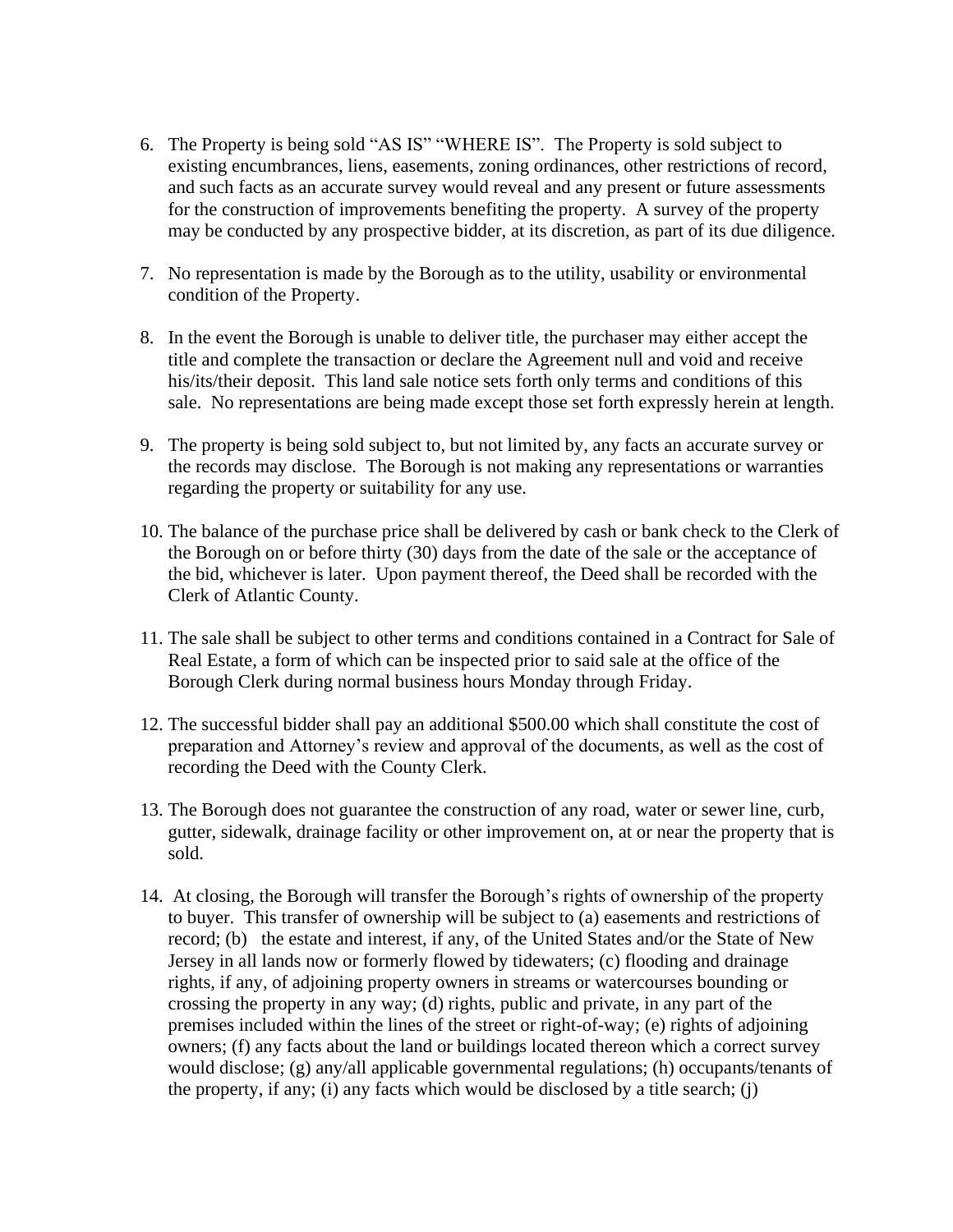6. The Property is being sold "AS IS" "WHERE IS". The Property is sold subject to existing encumbrances, liens, easements, zoning ordinances, other restrictions of record, and such facts as an accurate survey would reveal and any present or future assessments for the construction of improvements benefiting the property. A survey of the property may be conducted by any prospective bidder, at its discretion, as part of its due diligence.

7. No representation is made by the Borough as to the utility, usability or environmental condition of the Property.

8. In the event the Borough is unable to deliver title, the purchaser may either accept the title and complete the transaction or declare the Agreement null and void and receive his/its/their deposit. This land sale notice sets forth only terms and conditions of this sale. No representations are being made except those set forth expressly herein at length.

9. The property is being sold subject to, but not limited by, any facts an accurate survey or the records may disclose. The Borough is not making any representations or warranties regarding the property or suitability for any use.

10. The balance of the purchase price shall be delivered by cash or bank check to the Clerk of the Borough on or before thirty (30) days from the date of the sale or the acceptance of the bid, whichever is later. Upon payment thereof, the Deed shall be recorded with the Clerk of Atlantic County.

11. The sale shall be subject to other terms and conditions contained in a Contract for Sale of Real Estate, a form of which can be inspected prior to said sale at the office of the Borough Clerk during normal business hours Monday through Friday.

12. The successful bidder shall pay an additional $500.00 which shall constitute the cost of preparation and Attorney's review and approval of the documents, as well as the cost of recording the Deed with the County Clerk.

13. The Borough does not guarantee the construction of any road, water or sewer line, curb, gutter, sidewalk, drainage facility or other improvement on, at or near the property that is sold.

14. At closing, the Borough will transfer the Borough's rights of ownership of the property to buyer. This transfer of ownership will be subject to (a) easements and restrictions of record; (b) the estate and interest, if any, of the United States and/or the State of New Jersey in all lands now or formerly flowed by tidewaters; (c) flooding and drainage rights, if any, of adjoining property owners in streams or watercourses bounding or crossing the property in any way; (d) rights, public and private, in any part of the premises included within the lines of the street or right-of-way; (e) rights of adjoining owners; (f) any facts about the land or buildings located thereon which a correct survey would disclose; (g) any/all applicable governmental regulations; (h) occupants/tenants of the property, if any; (i) any facts which would be disclosed by a title search; (j)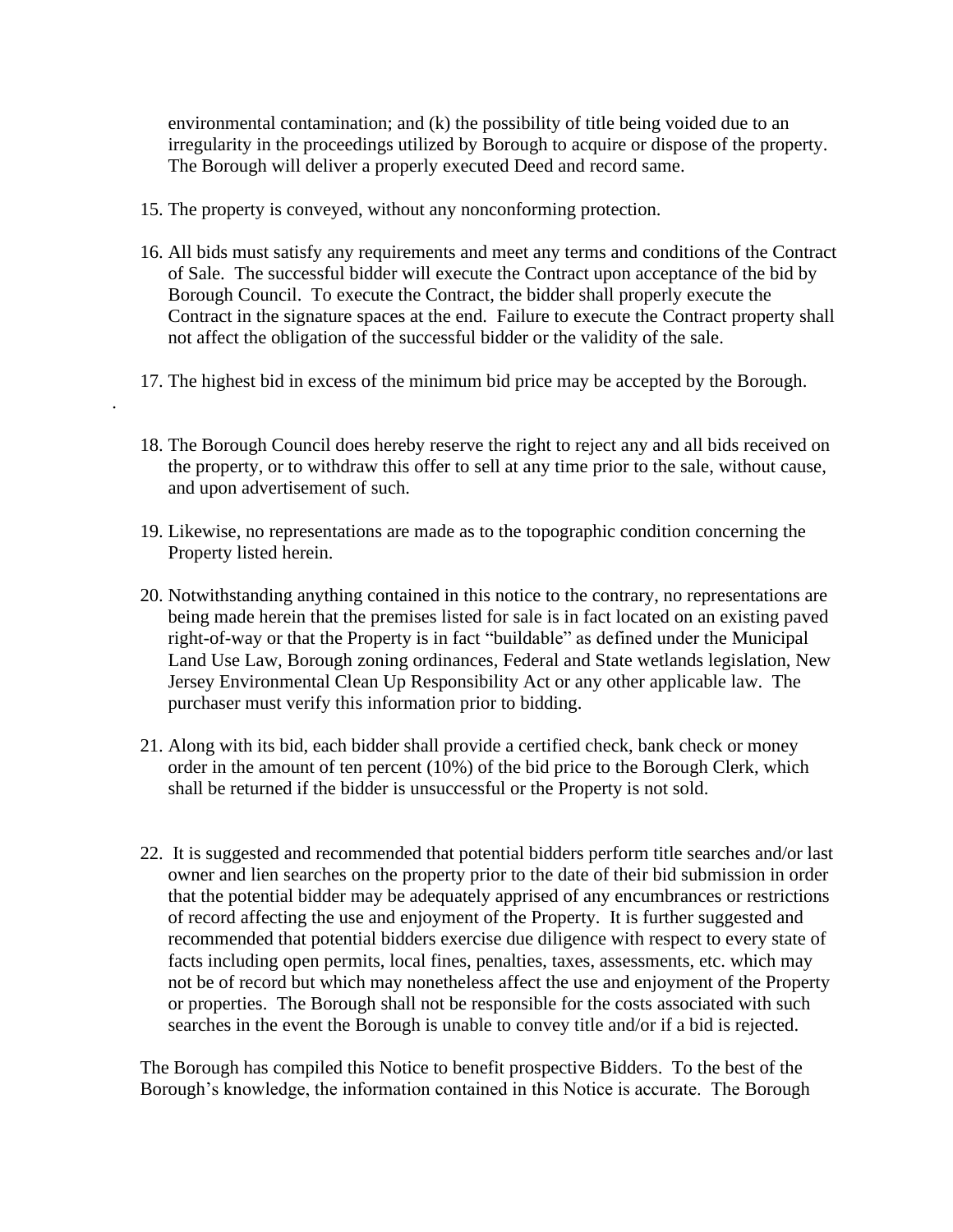environmental contamination; and (k) the possibility of title being voided due to an irregularity in the proceedings utilized by Borough to acquire or dispose of the property. The Borough will deliver a properly executed Deed and record same.

15. The property is conveyed, without any nonconforming protection.

16. All bids must satisfy any requirements and meet any terms and conditions of the Contract of Sale. The successful bidder will execute the Contract upon acceptance of the bid by Borough Council. To execute the Contract, the bidder shall properly execute the Contract in the signature spaces at the end. Failure to execute the Contract property shall not affect the obligation of the successful bidder or the validity of the sale.

17. The highest bid in excess of the minimum bid price may be accepted by the Borough.

.

18. The Borough Council does hereby reserve the right to reject any and all bids received on the property, or to withdraw this offer to sell at any time prior to the sale, without cause, and upon advertisement of such.

19. Likewise, no representations are made as to the topographic condition concerning the Property listed herein.

20. Notwithstanding anything contained in this notice to the contrary, no representations are being made herein that the premises listed for sale is in fact located on an existing paved right-of-way or that the Property is in fact "buildable" as defined under the Municipal Land Use Law, Borough zoning ordinances, Federal and State wetlands legislation, New Jersey Environmental Clean Up Responsibility Act or any other applicable law. The purchaser must verify this information prior to bidding.

21. Along with its bid, each bidder shall provide a certified check, bank check or money order in the amount of ten percent (10%) of the bid price to the Borough Clerk, which shall be returned if the bidder is unsuccessful or the Property is not sold.

22. It is suggested and recommended that potential bidders perform title searches and/or last owner and lien searches on the property prior to the date of their bid submission in order that the potential bidder may be adequately apprised of any encumbrances or restrictions of record affecting the use and enjoyment of the Property. It is further suggested and recommended that potential bidders exercise due diligence with respect to every state of facts including open permits, local fines, penalties, taxes, assessments, etc. which may not be of record but which may nonetheless affect the use and enjoyment of the Property or properties. The Borough shall not be responsible for the costs associated with such searches in the event the Borough is unable to convey title and/or if a bid is rejected.

The Borough has compiled this Notice to benefit prospective Bidders. To the best of the Borough's knowledge, the information contained in this Notice is accurate. The Borough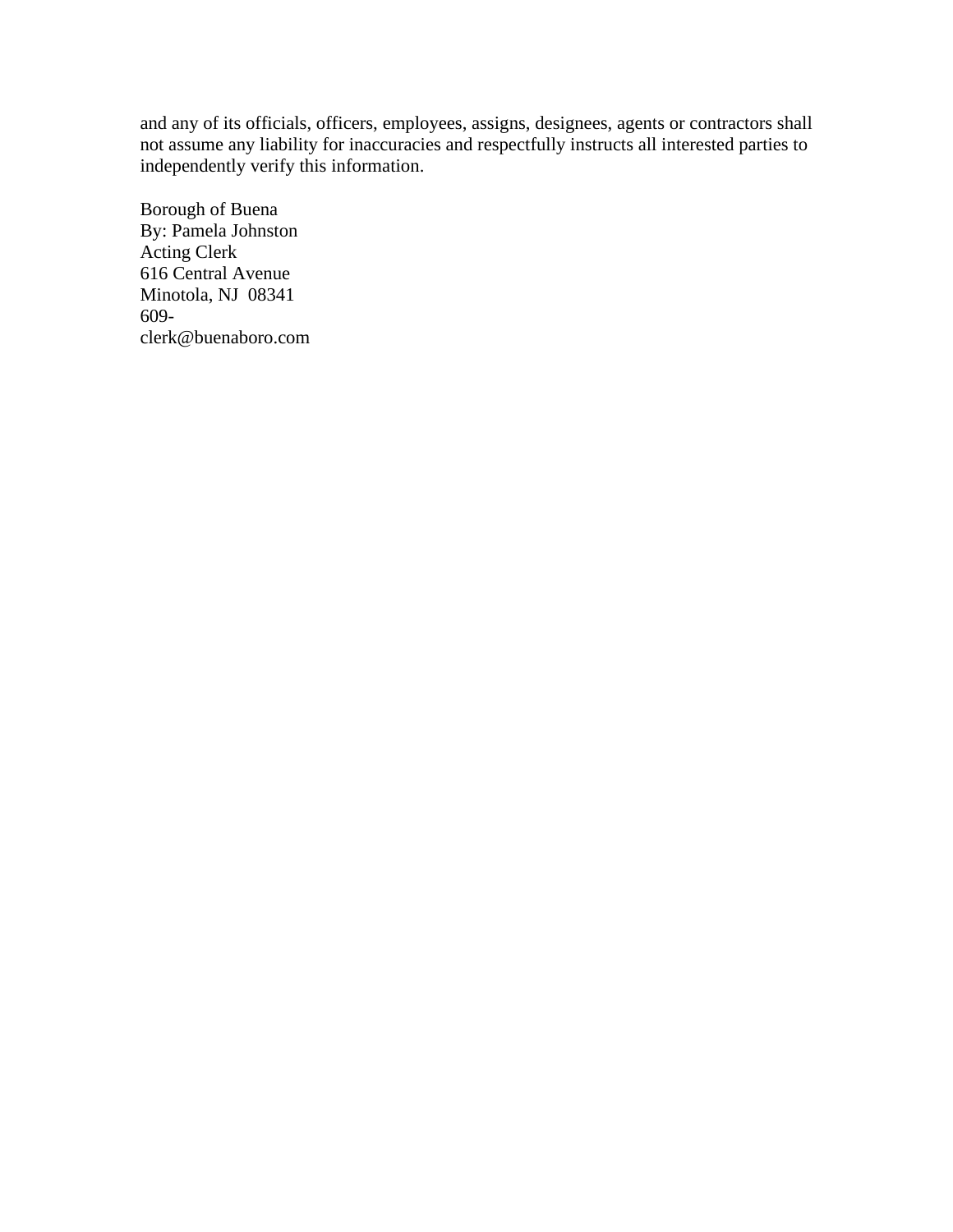and any of its officials, officers, employees, assigns, designees, agents or contractors shall not assume any liability for inaccuracies and respectfully instructs all interested parties to independently verify this information.

Borough of Buena  
By: Pamela Johnston  
Acting Clerk  
616 Central Avenue  
Minotola, NJ 08341  
609-  
clerk@buenaboro.com